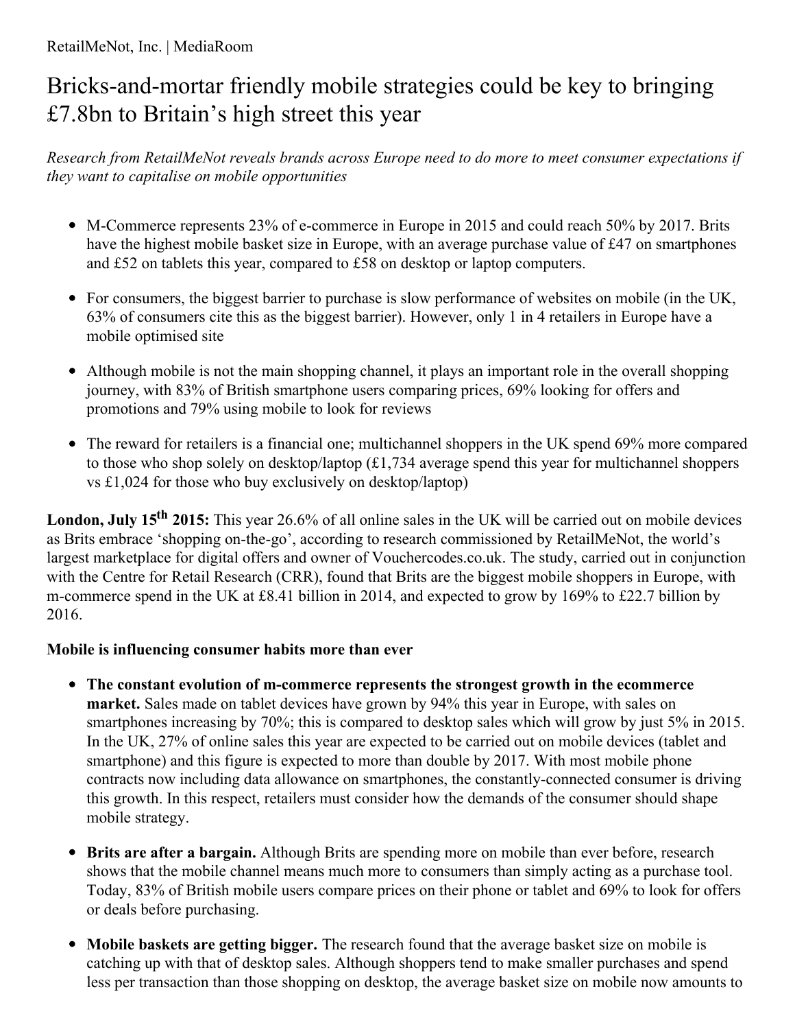RetailMeNot, Inc. | MediaRoom

# Bricks-and-mortar friendly mobile strategies could be key to bringing £7.8bn to Britain's high street this year

*Research from RetailMeNot reveals brands across Europe need to do more to meet consumer expectations if they want to capitalise on mobile opportunities*

- M-Commerce represents 23% of e-commerce in Europe in 2015 and could reach 50% by 2017. Brits have the highest mobile basket size in Europe, with an average purchase value of £47 on smartphones and £52 on tablets this year, compared to £58 on desktop or laptop computers.
- For consumers, the biggest barrier to purchase is slow performance of websites on mobile (in the UK, 63% of consumers cite this as the biggest barrier). However, only 1 in 4 retailers in Europe have a mobile optimised site
- Although mobile is not the main shopping channel, it plays an important role in the overall shopping journey, with 83% of British smartphone users comparing prices, 69% looking for offers and promotions and 79% using mobile to look for reviews
- The reward for retailers is a financial one; multichannel shoppers in the UK spend 69% more compared to those who shop solely on desktop/laptop (£1,734 average spend this year for multichannel shoppers vs £1,024 for those who buy exclusively on desktop/laptop)

**London, July 15th 2015:** This year 26.6% of all online sales in the UK will be carried out on mobile devices as Brits embrace 'shopping on-the-go', according to research commissioned by RetailMeNot, the world's largest marketplace for digital offers and owner of Vouchercodes.co.uk. The study, carried out in conjunction with the Centre for Retail Research (CRR), found that Brits are the biggest mobile shoppers in Europe, with m-commerce spend in the UK at £8.41 billion in 2014, and expected to grow by 169% to £22.7 billion by 2016.

**Mobile is influencing consumer habits more than ever**

- **The constant evolution of m-commerce represents the strongest growth in the ecommerce market.** Sales made on tablet devices have grown by 94% this year in Europe, with sales on smartphones increasing by 70%; this is compared to desktop sales which will grow by just 5% in 2015. In the UK, 27% of online sales this year are expected to be carried out on mobile devices (tablet and smartphone) and this figure is expected to more than double by 2017. With most mobile phone contracts now including data allowance on smartphones, the constantly-connected consumer is driving this growth. In this respect, retailers must consider how the demands of the consumer should shape mobile strategy.
- **Brits are after a bargain.** Although Brits are spending more on mobile than ever before, research shows that the mobile channel means much more to consumers than simply acting as a purchase tool. Today, 83% of British mobile users compare prices on their phone or tablet and 69% to look for offers or deals before purchasing.
- **Mobile baskets are getting bigger.** The research found that the average basket size on mobile is catching up with that of desktop sales. Although shoppers tend to make smaller purchases and spend less per transaction than those shopping on desktop, the average basket size on mobile now amounts to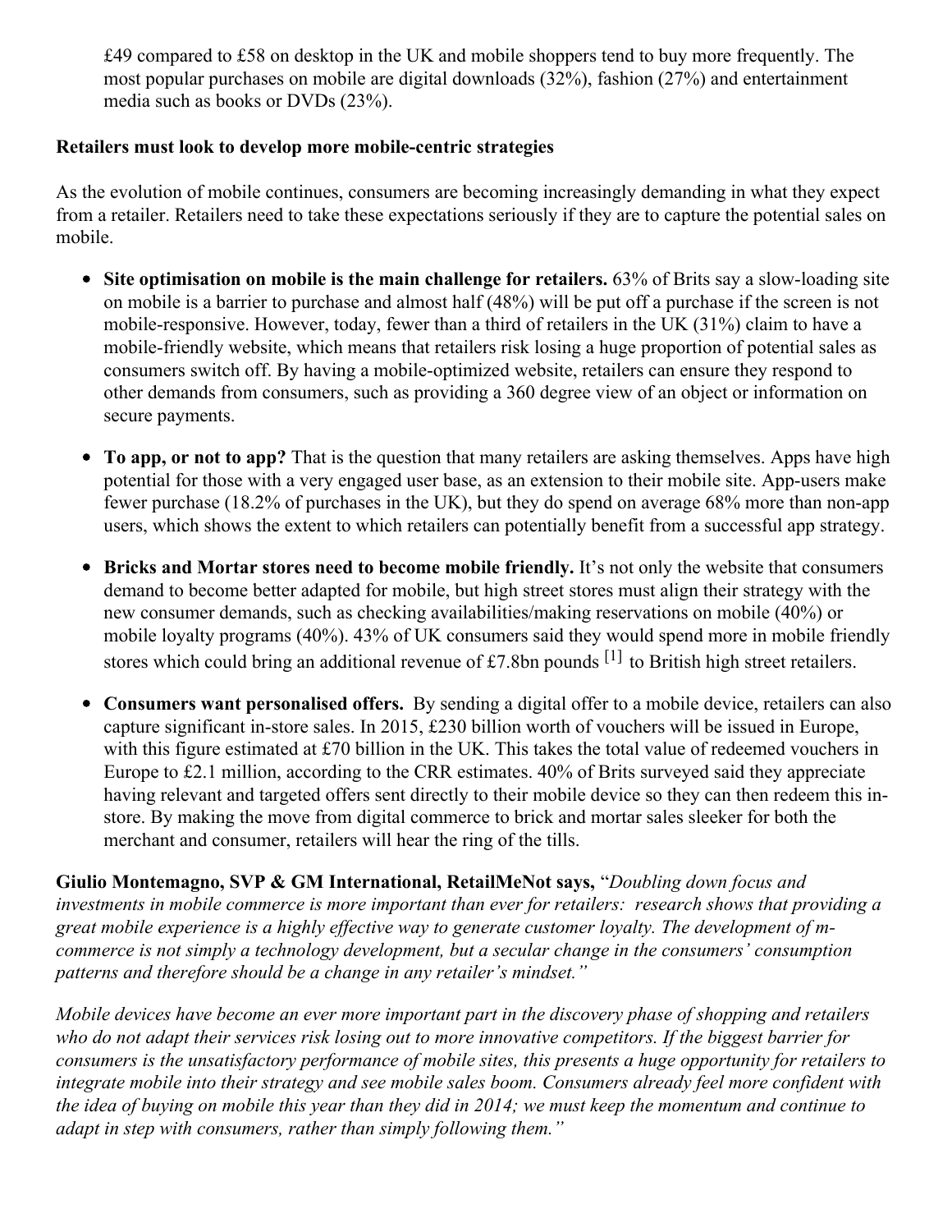£49 compared to £58 on desktop in the UK and mobile shoppers tend to buy more frequently. The most popular purchases on mobile are digital downloads (32%), fashion (27%) and entertainment media such as books or DVDs (23%).

**Retailers must look to develop more mobile-centric strategies**

As the evolution of mobile continues, consumers are becoming increasingly demanding in what they expect from a retailer. Retailers need to take these expectations seriously if they are to capture the potential sales on mobile.

- **Site optimisation on mobile is the main challenge for retailers.** 63% of Brits say a slow-loading site on mobile is a barrier to purchase and almost half (48%) will be put off a purchase if the screen is not mobile-responsive. However, today, fewer than a third of retailers in the UK (31%) claim to have a mobile-friendly website, which means that retailers risk losing a huge proportion of potential sales as consumers switch off. By having a mobile-optimized website, retailers can ensure they respond to other demands from consumers, such as providing a 360 degree view of an object or information on secure payments.
- **To app, or not to app?** That is the question that many retailers are asking themselves. Apps have high potential for those with a very engaged user base, as an extension to their mobile site. App-users make fewer purchase (18.2% of purchases in the UK), but they do spend on average 68% more than non-app users, which shows the extent to which retailers can potentially benefit from a successful app strategy.
- **Bricks and Mortar stores need to become mobile friendly.** It's not only the website that consumers demand to become better adapted for mobile, but high street stores must align their strategy with the new consumer demands, such as checking availabilities/making reservations on mobile (40%) or mobile loyalty programs (40%). 43% of UK consumers said they would spend more in mobile friendly stores which could bring an additional revenue of £7.8bn pounds [1] to British high street retailers.
- **Consumers want personalised offers.** By sending a digital offer to a mobile device, retailers can also capture significant in-store sales. In 2015, £230 billion worth of vouchers will be issued in Europe, with this figure estimated at £70 billion in the UK. This takes the total value of redeemed vouchers in Europe to £2.1 million, according to the CRR estimates. 40% of Brits surveyed said they appreciate having relevant and targeted offers sent directly to their mobile device so they can then redeem this in-store. By making the move from digital commerce to brick and mortar sales sleeker for both the merchant and consumer, retailers will hear the ring of the tills.

**Giulio Montemagno, SVP & GM International, RetailMeNot says,** "*Doubling down focus and investments in mobile commerce is more important than ever for retailers: research shows that providing a great mobile experience is a highly effective way to generate customer loyalty. The development of m-commerce is not simply a technology development, but a secular change in the consumers' consumption patterns and therefore should be a change in any retailer's mindset."*

*Mobile devices have become an ever more important part in the discovery phase of shopping and retailers who do not adapt their services risk losing out to more innovative competitors. If the biggest barrier for consumers is the unsatisfactory performance of mobile sites, this presents a huge opportunity for retailers to integrate mobile into their strategy and see mobile sales boom. Consumers already feel more confident with the idea of buying on mobile this year than they did in 2014; we must keep the momentum and continue to adapt in step with consumers, rather than simply following them."*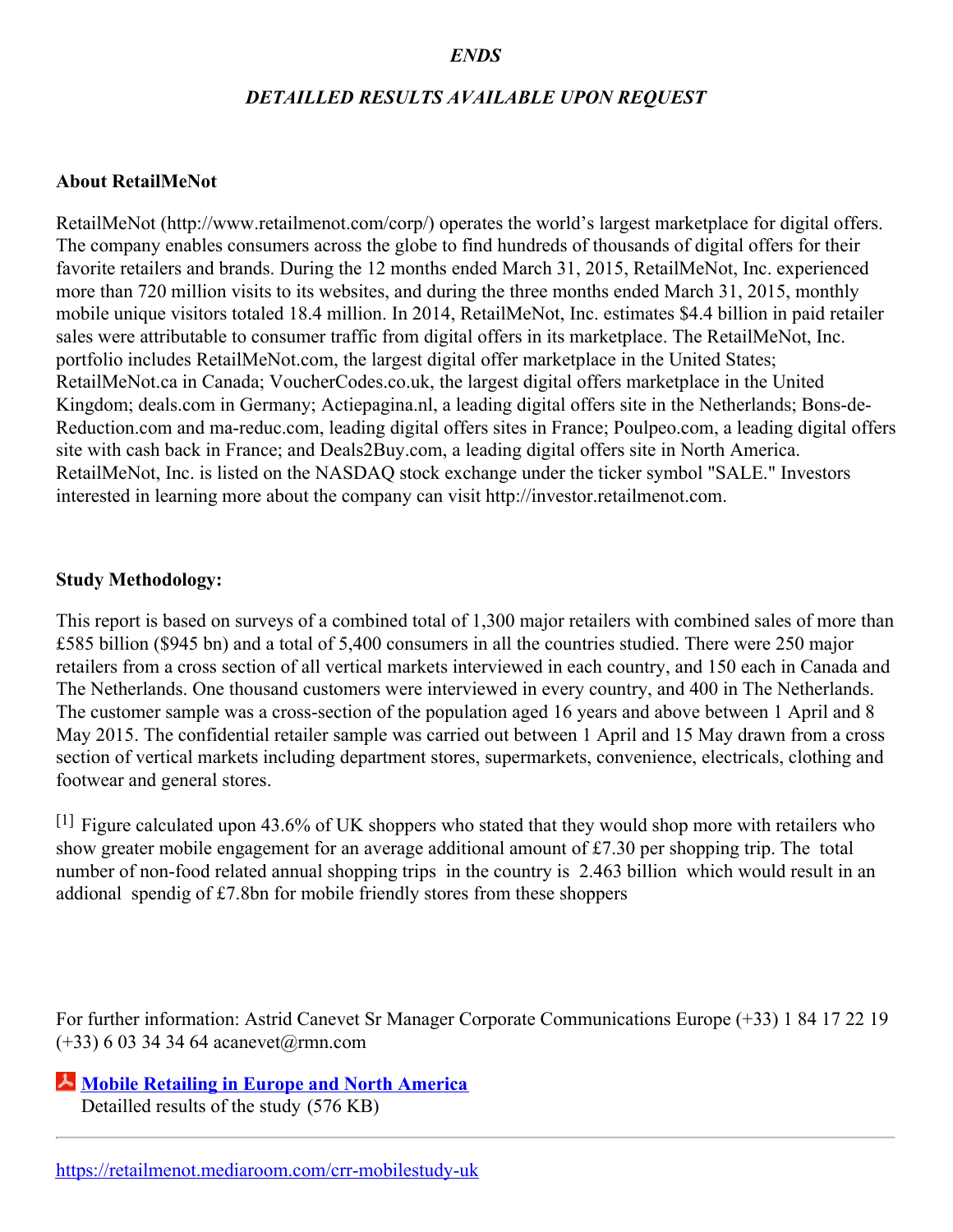*ENDS*

*DETAILLED RESULTS AVAILABLE UPON REQUEST*

**About RetailMeNot**

RetailMeNot (http://www.retailmenot.com/corp/) operates the world's largest marketplace for digital offers. The company enables consumers across the globe to find hundreds of thousands of digital offers for their favorite retailers and brands. During the 12 months ended March 31, 2015, RetailMeNot, Inc. experienced more than 720 million visits to its websites, and during the three months ended March 31, 2015, monthly mobile unique visitors totaled 18.4 million. In 2014, RetailMeNot, Inc. estimates $4.4 billion in paid retailer sales were attributable to consumer traffic from digital offers in its marketplace. The RetailMeNot, Inc. portfolio includes RetailMeNot.com, the largest digital offer marketplace in the United States; RetailMeNot.ca in Canada; VoucherCodes.co.uk, the largest digital offers marketplace in the United Kingdom; deals.com in Germany; Actiepagina.nl, a leading digital offers site in the Netherlands; Bons-de-Reduction.com and ma-reduc.com, leading digital offers sites in France; Poulpeo.com, a leading digital offers site with cash back in France; and Deals2Buy.com, a leading digital offers site in North America. RetailMeNot, Inc. is listed on the NASDAQ stock exchange under the ticker symbol "SALE." Investors interested in learning more about the company can visit http://investor.retailmenot.com.

**Study Methodology:**

This report is based on surveys of a combined total of 1,300 major retailers with combined sales of more than £585 billion ($945 bn) and a total of 5,400 consumers in all the countries studied. There were 250 major retailers from a cross section of all vertical markets interviewed in each country, and 150 each in Canada and The Netherlands. One thousand customers were interviewed in every country, and 400 in The Netherlands. The customer sample was a cross-section of the population aged 16 years and above between 1 April and 8 May 2015. The confidential retailer sample was carried out between 1 April and 15 May drawn from a cross section of vertical markets including department stores, supermarkets, convenience, electricals, clothing and footwear and general stores.

[1] Figure calculated upon 43.6% of UK shoppers who stated that they would shop more with retailers who show greater mobile engagement for an average additional amount of £7.30 per shopping trip. The total number of non-food related annual shopping trips in the country is 2.463 billion which would result in an addional spendig of £7.8bn for mobile friendly stores from these shoppers

For further information: Astrid Canevet Sr Manager Corporate Communications Europe (+33) 1 84 17 22 19 (+33) 6 03 34 34 64 acanevet@rmn.com

[**Mobile Retailing in Europe and North America**](#)
Detailled results of the study (576 KB)

https://retailmenot.mediaroom.com/crr-mobilestudy-uk